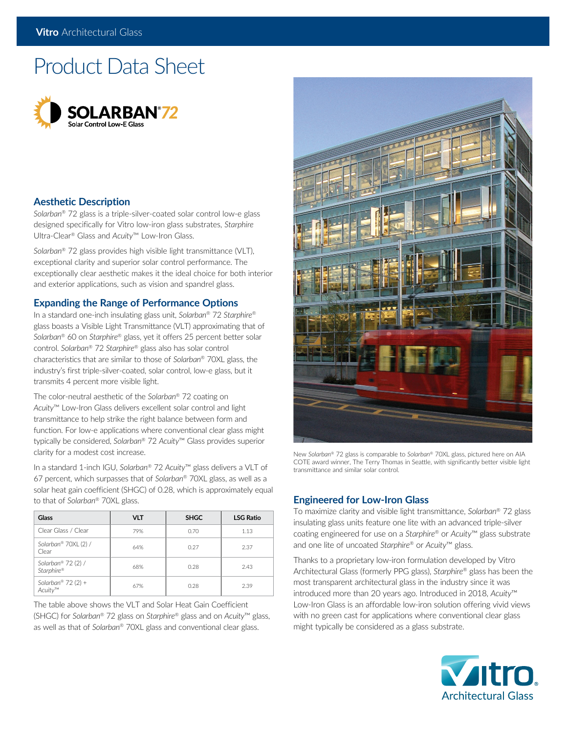# Product Data Sheet

**SOLARBAN® 72**
Solar Control Low-E Glass

## Aesthetic Description

*Solarban®* 72 glass is a triple-silver-coated solar control low-e glass designed specifically for Vitro low-iron glass substrates, *Starphire* Ultra-Clear® Glass and *Acuity*™ Low-Iron Glass.

*Solarban®* 72 glass provides high visible light transmittance (VLT), exceptional clarity and superior solar control performance. The exceptionally clear aesthetic makes it the ideal choice for both interior and exterior applications, such as vision and spandrel glass.

## Expanding the Range of Performance Options

In a standard one-inch insulating glass unit, *Solarban®* 72 *Starphire®* glass boasts a Visible Light Transmittance (VLT) approximating that of *Solarban®* 60 on *Starphire®* glass, yet it offers 25 percent better solar control. *Solarban®* 72 *Starphire®* glass also has solar control characteristics that are similar to those of *Solarban®* 70XL glass, the industry's first triple-silver-coated, solar control, low-e glass, but it transmits 4 percent more visible light.

The color-neutral aesthetic of the *Solarban®* 72 coating on *Acuity*™ Low-Iron Glass delivers excellent solar control and light transmittance to help strike the right balance between form and function. For low-e applications where conventional clear glass might typically be considered, *Solarban®* 72 *Acuity*™ Glass provides superior clarity for a modest cost increase.

In a standard 1-inch IGU, *Solarban®* 72 *Acuity*™ glass delivers a VLT of 67 percent, which surpasses that of *Solarban®* 70XL glass, as well as a solar heat gain coefficient (SHGC) of 0.28, which is approximately equal to that of *Solarban®* 70XL glass.

| Glass | VLT | SHGC | LSG Ratio |
|---|---|---|---|
| Clear Glass / Clear | 79% | 0.70 | 1.13 |
| *Solarban®* 70XL (2) / Clear | 64% | 0.27 | 2.37 |
| *Solarban®* 72 (2) / *Starphire®* | 68% | 0.28 | 2.43 |
| *Solarban®* 72 (2) + *Acuity*™ | 67% | 0.28 | 2.39 |

The table above shows the VLT and Solar Heat Gain Coefficient (SHGC) for *Solarban®* 72 glass on *Starphire®* glass and on *Acuity*™ glass, as well as that of *Solarban®* 70XL glass and conventional clear glass.

New *Solarban®* 72 glass is comparable to *Solarban®* 70XL glass, pictured here on AIA COTE award winner, The Terry Thomas in Seattle, with significantly better visible light transmittance and similar solar control.

## Engineered for Low-Iron Glass

To maximize clarity and visible light transmittance, *Solarban®* 72 glass insulating glass units feature one lite with an advanced triple-silver coating engineered for use on a *Starphire®* or *Acuity*™ glass substrate and one lite of uncoated *Starphire®* or *Acuity*™ glass.

Thanks to a proprietary low-iron formulation developed by Vitro Architectural Glass (formerly PPG glass), *Starphire®* glass has been the most transparent architectural glass in the industry since it was introduced more than 20 years ago. Introduced in 2018, *Acuity*™ Low-Iron Glass is an affordable low-iron solution offering vivid views with no green cast for applications where conventional clear glass might typically be considered as a glass substrate.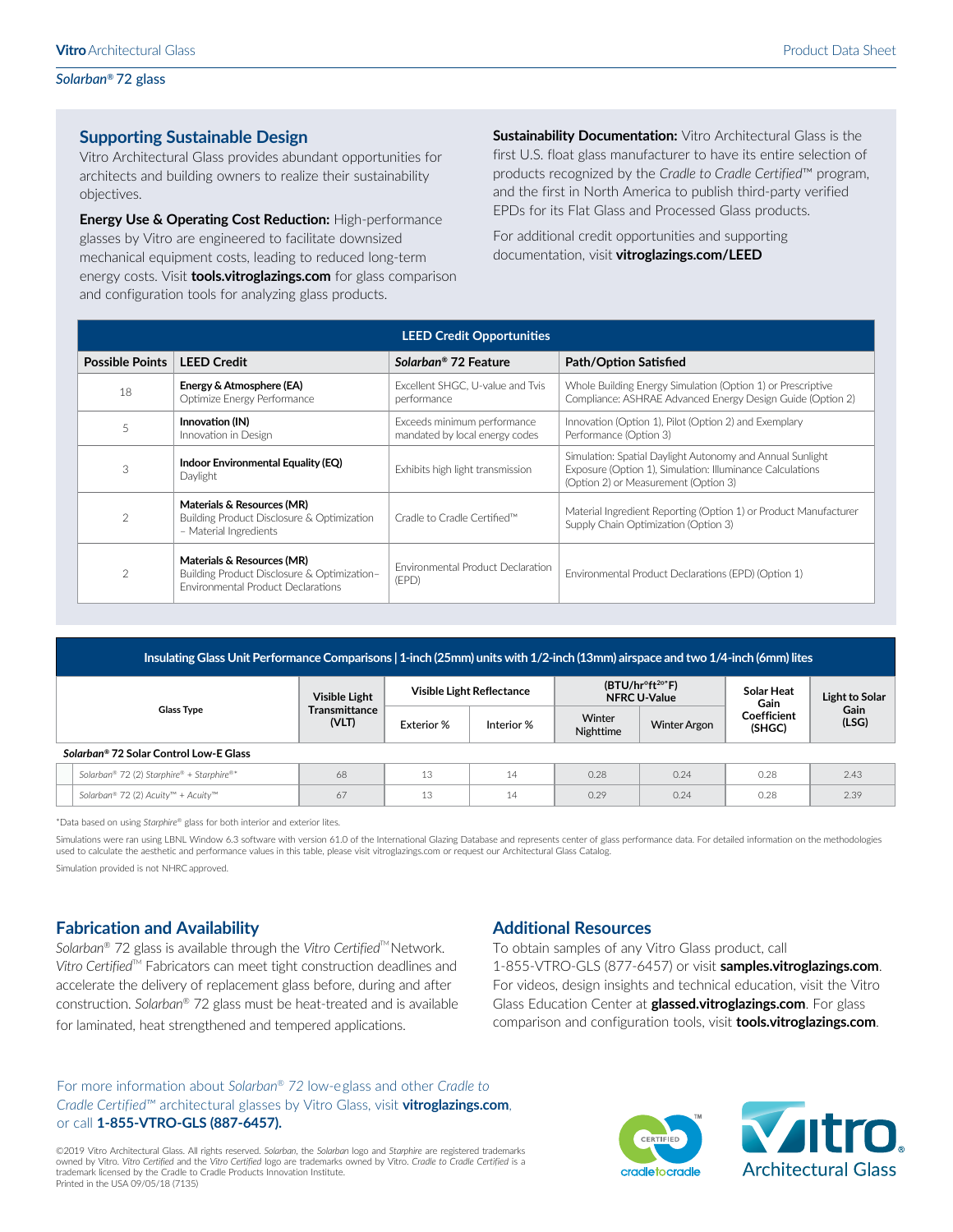## Supporting Sustainable Design

Vitro Architectural Glass provides abundant opportunities for architects and building owners to realize their sustainability objectives.

**Energy Use & Operating Cost Reduction:** High-performance glasses by Vitro are engineered to facilitate downsized mechanical equipment costs, leading to reduced long-term energy costs. Visit **tools.vitroglazings.com** for glass comparison and configuration tools for analyzing glass products.

**Sustainability Documentation:** Vitro Architectural Glass is the first U.S. float glass manufacturer to have its entire selection of products recognized by the *Cradle to Cradle Certified*™ program, and the first in North America to publish third-party verified EPDs for its Flat Glass and Processed Glass products.

For additional credit opportunities and supporting documentation, visit **vitroglazings.com/LEED**

**LEED Credit Opportunities**

| Possible Points | LEED Credit | *Solarban*® 72 Feature | Path/Option Satisfied |
|---|---|---|---|
| 18 | **Energy & Atmosphere (EA)** Optimize Energy Performance | Excellent SHGC, U-value and Tvis performance | Whole Building Energy Simulation (Option 1) or Prescriptive Compliance: ASHRAE Advanced Energy Design Guide (Option 2) |
| 5 | **Innovation (IN)** Innovation in Design | Exceeds minimum performance mandated by local energy codes | Innovation (Option 1), Pilot (Option 2) and Exemplary Performance (Option 3) |
| 3 | **Indoor Environmental Equality (EQ)** Daylight | Exhibits high light transmission | Simulation: Spatial Daylight Autonomy and Annual Sunlight Exposure (Option 1), Simulation: Illuminance Calculations (Option 2) or Measurement (Option 3) |
| 2 | **Materials & Resources (MR)** Building Product Disclosure & Optimization – Material Ingredients | Cradle to Cradle Certified™ | Material Ingredient Reporting (Option 1) or Product Manufacturer Supply Chain Optimization (Option 3) |
| 2 | **Materials & Resources (MR)** Building Product Disclosure & Optimization– Environmental Product Declarations | Environmental Product Declaration (EPD) | Environmental Product Declarations (EPD) (Option 1) |

**Insulating Glass Unit Performance Comparisons | 1-inch (25mm) units with 1/2-inch (13mm) airspace and two 1/4-inch (6mm) lites**

| Glass Type | Visible Light Transmittance (VLT) | Visible Light Reflectance | | (BTU/hr°ft²°F) NFRC U-Value | | Solar Heat Gain Coefficient (SHGC) | Light to Solar Gain (LSG) |
|---|---|---|---|---|---|---|---|
| | | Exterior % | Interior % | Winter Nighttime | Winter Argon | | |
| ***Solarban*® 72 Solar Control Low-E Glass** | | | | | | | |
| *Solarban*® 72 (2) *Starphire*® + *Starphire*®* | 68 | 13 | 14 | 0.28 | 0.24 | 0.28 | 2.43 |
| *Solarban*® 72 (2) *Acuity*™ + *Acuity*™ | 67 | 13 | 14 | 0.29 | 0.24 | 0.28 | 2.39 |

*Data based on using *Starphire*® glass for both interior and exterior lites.

Simulations were ran using LBNL Window 6.3 software with version 61.0 of the International Glazing Database and represents center of glass performance data. For detailed information on the methodologies used to calculate the aesthetic and performance values in this table, please visit vitroglazings.com or request our Architectural Glass Catalog.

Simulation provided is not NHRC approved.

## Fabrication and Availability

*Solarban*® 72 glass is available through the *Vitro Certified*™ Network. *Vitro Certified*™ Fabricators can meet tight construction deadlines and accelerate the delivery of replacement glass before, during and after construction. *Solarban*® 72 glass must be heat-treated and is available for laminated, heat strengthened and tempered applications.

## Additional Resources

To obtain samples of any Vitro Glass product, call 1-855-VTRO-GLS (877-6457) or visit **samples.vitroglazings.com**. For videos, design insights and technical education, visit the Vitro Glass Education Center at **glassed.vitroglazings.com**. For glass comparison and configuration tools, visit **tools.vitroglazings.com**.

For more information about *Solarban*® *72* low-eglass and other *Cradle to Cradle Certified*™ architectural glasses by Vitro Glass, visit **vitroglazings.com**, or call **1-855-VTRO-GLS (887-6457).**

©2019 Vitro Architectural Glass. All rights reserved. *Solarban*, the *Solarban* logo and *Starphire* are registered trademarks owned by Vitro. *Vitro Certified* and the *Vitro Certified* logo are trademarks owned by Vitro. *Cradle to Cradle Certified* is a trademark licensed by the Cradle to Cradle Products Innovation Institute.
Printed in the USA 09/05/18 (7135)